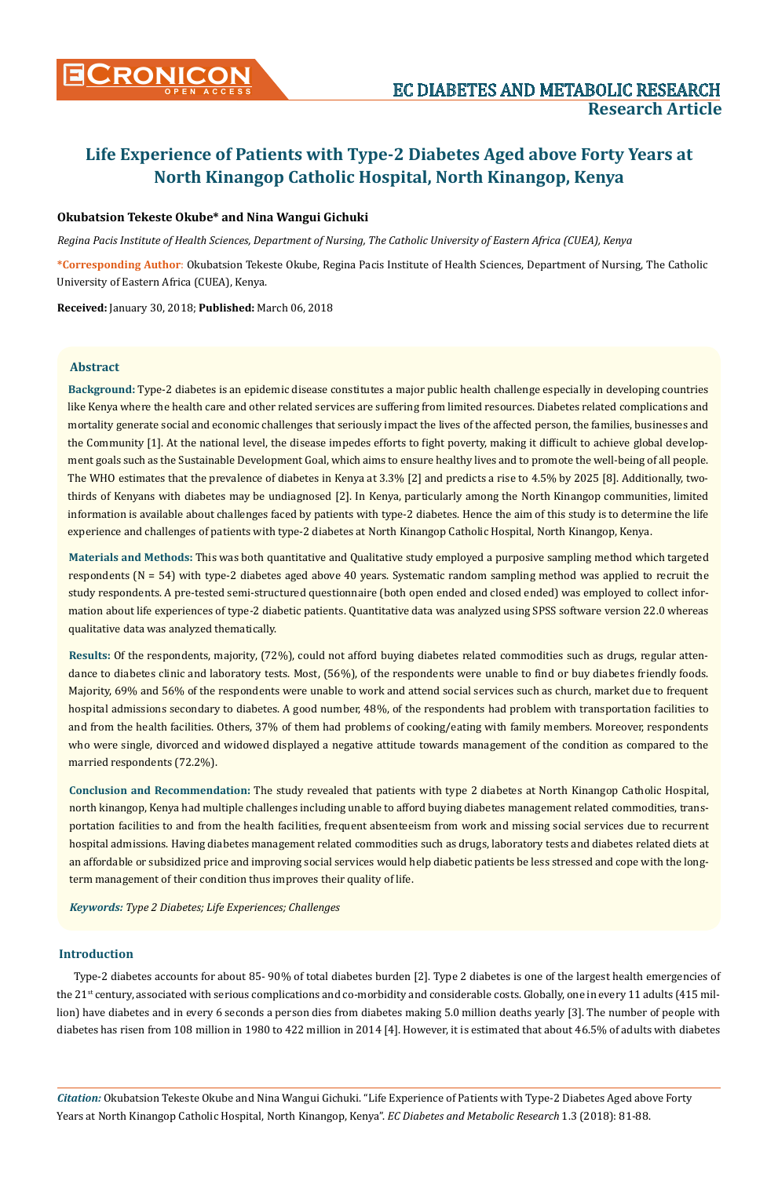# Life Experience of Patients with Type-2 Diabetes Aged above Forty Years at North Kinangop Catholic Hospital, North Kinangop, Kenya

**Okubatsion Tekeste Okube\* and Nina Wangui Gichuki**

*Regina Pacis Institute of Health Sciences, Department of Nursing, The Catholic University of Eastern Africa (CUEA), Kenya*

**\*Corresponding Author**: Okubatsion Tekeste Okube, Regina Pacis Institute of Health Sciences, Department of Nursing, The Catholic University of Eastern Africa (CUEA), Kenya.

**Received:** January 30, 2018; **Published:** March 06, 2018

## Abstract

**Background:** Type-2 diabetes is an epidemic disease constitutes a major public health challenge especially in developing countries like Kenya where the health care and other related services are suffering from limited resources. Diabetes related complications and mortality generate social and economic challenges that seriously impact the lives of the affected person, the families, businesses and the Community [1]. At the national level, the disease impedes efforts to fight poverty, making it difficult to achieve global development goals such as the Sustainable Development Goal, which aims to ensure healthy lives and to promote the well-being of all people. The WHO estimates that the prevalence of diabetes in Kenya at 3.3% [2] and predicts a rise to 4.5% by 2025 [8]. Additionally, two-thirds of Kenyans with diabetes may be undiagnosed [2]. In Kenya, particularly among the North Kinangop communities, limited information is available about challenges faced by patients with type-2 diabetes. Hence the aim of this study is to determine the life experience and challenges of patients with type-2 diabetes at North Kinangop Catholic Hospital, North Kinangop, Kenya.

**Materials and Methods:** This was both quantitative and Qualitative study employed a purposive sampling method which targeted respondents (N = 54) with type-2 diabetes aged above 40 years. Systematic random sampling method was applied to recruit the study respondents. A pre-tested semi-structured questionnaire (both open ended and closed ended) was employed to collect information about life experiences of type-2 diabetic patients. Quantitative data was analyzed using SPSS software version 22.0 whereas qualitative data was analyzed thematically.

**Results:** Of the respondents, majority, (72%), could not afford buying diabetes related commodities such as drugs, regular attendance to diabetes clinic and laboratory tests. Most, (56%), of the respondents were unable to find or buy diabetes friendly foods. Majority, 69% and 56% of the respondents were unable to work and attend social services such as church, market due to frequent hospital admissions secondary to diabetes. A good number, 48%, of the respondents had problem with transportation facilities to and from the health facilities. Others, 37% of them had problems of cooking/eating with family members. Moreover, respondents who were single, divorced and widowed displayed a negative attitude towards management of the condition as compared to the married respondents (72.2%).

**Conclusion and Recommendation:** The study revealed that patients with type 2 diabetes at North Kinangop Catholic Hospital, north kinangop, Kenya had multiple challenges including unable to afford buying diabetes management related commodities, transportation facilities to and from the health facilities, frequent absenteeism from work and missing social services due to recurrent hospital admissions. Having diabetes management related commodities such as drugs, laboratory tests and diabetes related diets at an affordable or subsidized price and improving social services would help diabetic patients be less stressed and cope with the long-term management of their condition thus improves their quality of life.

***Keywords:*** *Type 2 Diabetes; Life Experiences; Challenges*

## Introduction

Type-2 diabetes accounts for about 85- 90% of total diabetes burden [2]. Type 2 diabetes is one of the largest health emergencies of the 21st century, associated with serious complications and co-morbidity and considerable costs. Globally, one in every 11 adults (415 million) have diabetes and in every 6 seconds a person dies from diabetes making 5.0 million deaths yearly [3]. The number of people with diabetes has risen from 108 million in 1980 to 422 million in 2014 [4]. However, it is estimated that about 46.5% of adults with diabetes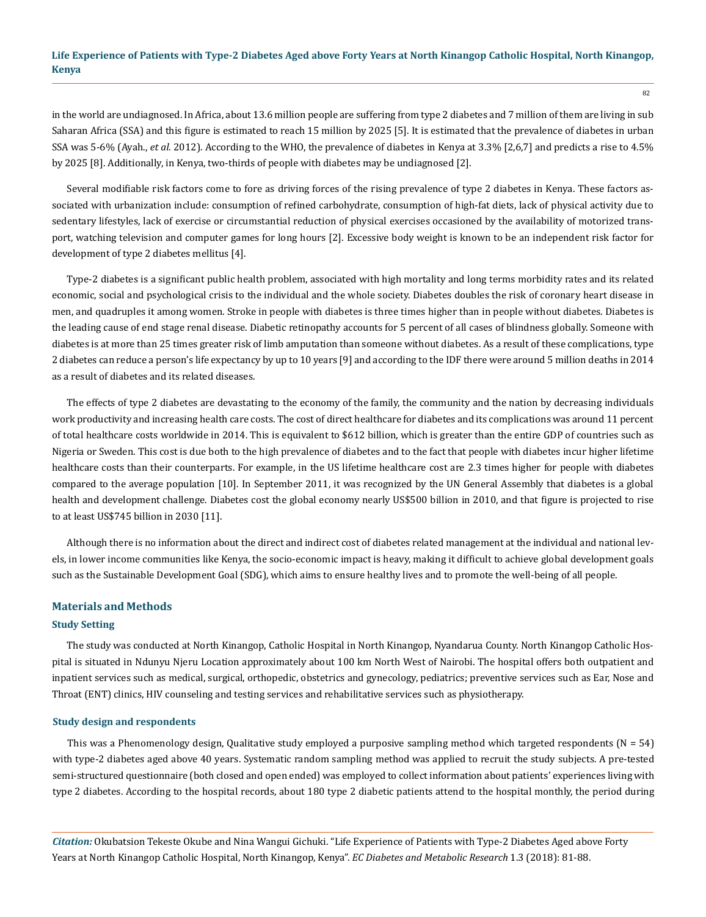in the world are undiagnosed. In Africa, about 13.6 million people are suffering from type 2 diabetes and 7 million of them are living in sub Saharan Africa (SSA) and this figure is estimated to reach 15 million by 2025 [5]. It is estimated that the prevalence of diabetes in urban SSA was 5-6% (Ayah., *et al*. 2012). According to the WHO, the prevalence of diabetes in Kenya at 3.3% [2,6,7] and predicts a rise to 4.5% by 2025 [8]. Additionally, in Kenya, two-thirds of people with diabetes may be undiagnosed [2].

Several modifiable risk factors come to fore as driving forces of the rising prevalence of type 2 diabetes in Kenya. These factors associated with urbanization include: consumption of refined carbohydrate, consumption of high-fat diets, lack of physical activity due to sedentary lifestyles, lack of exercise or circumstantial reduction of physical exercises occasioned by the availability of motorized transport, watching television and computer games for long hours [2]. Excessive body weight is known to be an independent risk factor for development of type 2 diabetes mellitus [4].

Type-2 diabetes is a significant public health problem, associated with high mortality and long terms morbidity rates and its related economic, social and psychological crisis to the individual and the whole society. Diabetes doubles the risk of coronary heart disease in men, and quadruples it among women. Stroke in people with diabetes is three times higher than in people without diabetes. Diabetes is the leading cause of end stage renal disease. Diabetic retinopathy accounts for 5 percent of all cases of blindness globally. Someone with diabetes is at more than 25 times greater risk of limb amputation than someone without diabetes. As a result of these complications, type 2 diabetes can reduce a person's life expectancy by up to 10 years [9] and according to the IDF there were around 5 million deaths in 2014 as a result of diabetes and its related diseases.

The effects of type 2 diabetes are devastating to the economy of the family, the community and the nation by decreasing individuals work productivity and increasing health care costs. The cost of direct healthcare for diabetes and its complications was around 11 percent of total healthcare costs worldwide in 2014. This is equivalent to $612 billion, which is greater than the entire GDP of countries such as Nigeria or Sweden. This cost is due both to the high prevalence of diabetes and to the fact that people with diabetes incur higher lifetime healthcare costs than their counterparts. For example, in the US lifetime healthcare cost are 2.3 times higher for people with diabetes compared to the average population [10]. In September 2011, it was recognized by the UN General Assembly that diabetes is a global health and development challenge. Diabetes cost the global economy nearly US$500 billion in 2010, and that figure is projected to rise to at least US$745 billion in 2030 [11].

Although there is no information about the direct and indirect cost of diabetes related management at the individual and national levels, in lower income communities like Kenya, the socio-economic impact is heavy, making it difficult to achieve global development goals such as the Sustainable Development Goal (SDG), which aims to ensure healthy lives and to promote the well-being of all people.

## Materials and Methods

### Study Setting

The study was conducted at North Kinangop, Catholic Hospital in North Kinangop, Nyandarua County. North Kinangop Catholic Hospital is situated in Ndunyu Njeru Location approximately about 100 km North West of Nairobi. The hospital offers both outpatient and inpatient services such as medical, surgical, orthopedic, obstetrics and gynecology, pediatrics; preventive services such as Ear, Nose and Throat (ENT) clinics, HIV counseling and testing services and rehabilitative services such as physiotherapy.

### Study design and respondents

This was a Phenomenology design, Qualitative study employed a purposive sampling method which targeted respondents (N = 54) with type-2 diabetes aged above 40 years. Systematic random sampling method was applied to recruit the study subjects. A pre-tested semi-structured questionnaire (both closed and open ended) was employed to collect information about patients' experiences living with type 2 diabetes. According to the hospital records, about 180 type 2 diabetic patients attend to the hospital monthly, the period during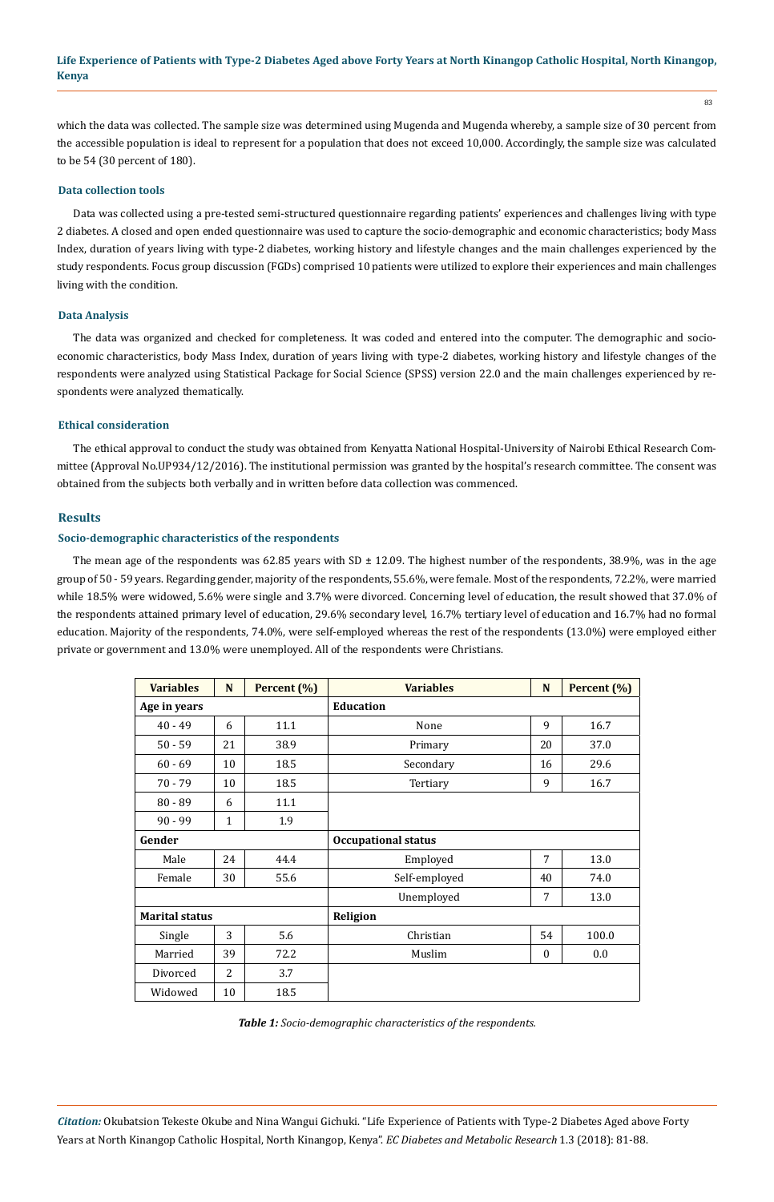which the data was collected. The sample size was determined using Mugenda and Mugenda whereby, a sample size of 30 percent from the accessible population is ideal to represent for a population that does not exceed 10,000. Accordingly, the sample size was calculated to be 54 (30 percent of 180).

### Data collection tools

Data was collected using a pre-tested semi-structured questionnaire regarding patients' experiences and challenges living with type 2 diabetes. A closed and open ended questionnaire was used to capture the socio-demographic and economic characteristics; body Mass Index, duration of years living with type-2 diabetes, working history and lifestyle changes and the main challenges experienced by the study respondents. Focus group discussion (FGDs) comprised 10 patients were utilized to explore their experiences and main challenges living with the condition.

### Data Analysis

The data was organized and checked for completeness. It was coded and entered into the computer. The demographic and socio-economic characteristics, body Mass Index, duration of years living with type-2 diabetes, working history and lifestyle changes of the respondents were analyzed using Statistical Package for Social Science (SPSS) version 22.0 and the main challenges experienced by respondents were analyzed thematically.

### Ethical consideration

The ethical approval to conduct the study was obtained from Kenyatta National Hospital-University of Nairobi Ethical Research Committee (Approval No.UP934/12/2016). The institutional permission was granted by the hospital's research committee. The consent was obtained from the subjects both verbally and in written before data collection was commenced.

## Results

### Socio-demographic characteristics of the respondents

The mean age of the respondents was 62.85 years with SD ± 12.09. The highest number of the respondents, 38.9%, was in the age group of 50 - 59 years. Regarding gender, majority of the respondents, 55.6%, were female. Most of the respondents, 72.2%, were married while 18.5% were widowed, 5.6% were single and 3.7% were divorced. Concerning level of education, the result showed that 37.0% of the respondents attained primary level of education, 29.6% secondary level, 16.7% tertiary level of education and 16.7% had no formal education. Majority of the respondents, 74.0%, were self-employed whereas the rest of the respondents (13.0%) were employed either private or government and 13.0% were unemployed. All of the respondents were Christians.

| Variables | N | Percent (%) | Variables | N | Percent (%) |
|---|---|---|---|---|---|
| **Age in years** | | | **Education** | | |
| 40 - 49 | 6 | 11.1 | None | 9 | 16.7 |
| 50 - 59 | 21 | 38.9 | Primary | 20 | 37.0 |
| 60 - 69 | 10 | 18.5 | Secondary | 16 | 29.6 |
| 70 - 79 | 10 | 18.5 | Tertiary | 9 | 16.7 |
| 80 - 89 | 6 | 11.1 | | | |
| 90 - 99 | 1 | 1.9 | | | |
| **Gender** | | | **Occupational status** | | |
| Male | 24 | 44.4 | Employed | 7 | 13.0 |
| Female | 30 | 55.6 | Self-employed | 40 | 74.0 |
| | | | Unemployed | 7 | 13.0 |
| **Marital status** | | | **Religion** | | |
| Single | 3 | 5.6 | Christian | 54 | 100.0 |
| Married | 39 | 72.2 | Muslim | 0 | 0.0 |
| Divorced | 2 | 3.7 | | | |
| Widowed | 10 | 18.5 | | | |

***Table 1:*** *Socio-demographic characteristics of the respondents.*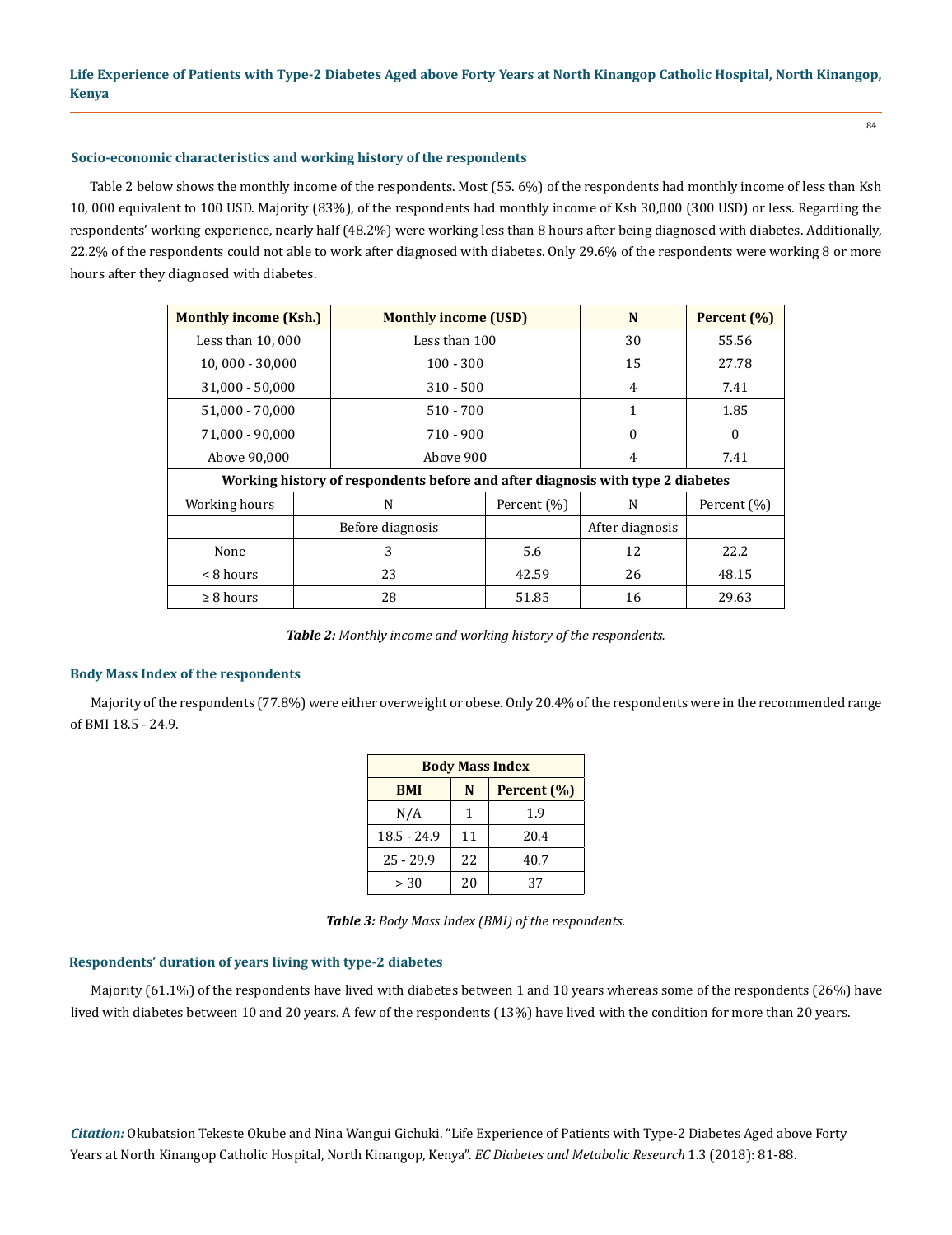### Socio-economic characteristics and working history of the respondents

Table 2 below shows the monthly income of the respondents. Most (55. 6%) of the respondents had monthly income of less than Ksh 10, 000 equivalent to 100 USD. Majority (83%), of the respondents had monthly income of Ksh 30,000 (300 USD) or less. Regarding the respondents' working experience, nearly half (48.2%) were working less than 8 hours after being diagnosed with diabetes. Additionally, 22.2% of the respondents could not able to work after diagnosed with diabetes. Only 29.6% of the respondents were working 8 or more hours after they diagnosed with diabetes.

| Monthly income (Ksh.) | Monthly income (USD) | N | Percent (%) |
|---|---|---|---|
| Less than 10, 000 | Less than 100 | 30 | 55.56 |
| 10, 000 - 30,000 | 100 - 300 | 15 | 27.78 |
| 31,000 - 50,000 | 310 - 500 | 4 | 7.41 |
| 51,000 - 70,000 | 510 - 700 | 1 | 1.85 |
| 71,000 - 90,000 | 710 - 900 | 0 | 0 |
| Above 90,000 | Above 900 | 4 | 7.41 |

**Working history of respondents before and after diagnosis with type 2 diabetes**

| Working hours | N | Percent (%) | N | Percent (%) |
|---|---|---|---|---|
| | Before diagnosis | | After diagnosis | |
| None | 3 | 5.6 | 12 | 22.2 |
| < 8 hours | 23 | 42.59 | 26 | 48.15 |
| ≥ 8 hours | 28 | 51.85 | 16 | 29.63 |

***Table 2:*** *Monthly income and working history of the respondents.*

### Body Mass Index of the respondents

Majority of the respondents (77.8%) were either overweight or obese. Only 20.4% of the respondents were in the recommended range of BMI 18.5 - 24.9.

| Body Mass Index | | |
|---|---|---|
| **BMI** | **N** | **Percent (%)** |
| N/A | 1 | 1.9 |
| 18.5 - 24.9 | 11 | 20.4 |
| 25 - 29.9 | 22 | 40.7 |
| > 30 | 20 | 37 |

***Table 3:*** *Body Mass Index (BMI) of the respondents.*

### Respondents' duration of years living with type-2 diabetes

Majority (61.1%) of the respondents have lived with diabetes between 1 and 10 years whereas some of the respondents (26%) have lived with diabetes between 10 and 20 years. A few of the respondents (13%) have lived with the condition for more than 20 years.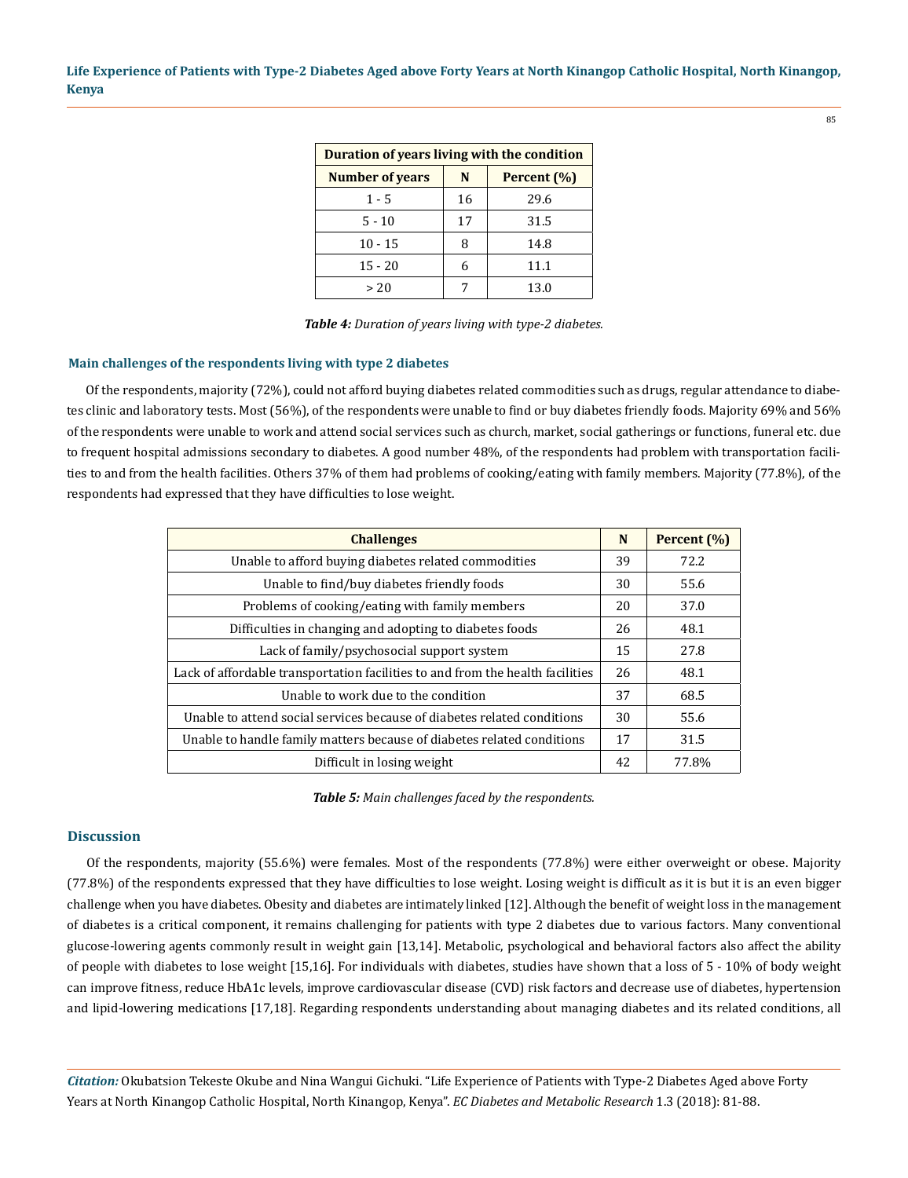| Duration of years living with the condition | | |
|---|---|---|
| **Number of years** | **N** | **Percent (%)** |
| 1 - 5 | 16 | 29.6 |
| 5 - 10 | 17 | 31.5 |
| 10 - 15 | 8 | 14.8 |
| 15 - 20 | 6 | 11.1 |
| > 20 | 7 | 13.0 |

***Table 4:*** *Duration of years living with type-2 diabetes.*

### Main challenges of the respondents living with type 2 diabetes

Of the respondents, majority (72%), could not afford buying diabetes related commodities such as drugs, regular attendance to diabetes clinic and laboratory tests. Most (56%), of the respondents were unable to find or buy diabetes friendly foods. Majority 69% and 56% of the respondents were unable to work and attend social services such as church, market, social gatherings or functions, funeral etc. due to frequent hospital admissions secondary to diabetes. A good number 48%, of the respondents had problem with transportation facilities to and from the health facilities. Others 37% of them had problems of cooking/eating with family members. Majority (77.8%), of the respondents had expressed that they have difficulties to lose weight.

| Challenges | N | Percent (%) |
|---|---|---|
| Unable to afford buying diabetes related commodities | 39 | 72.2 |
| Unable to find/buy diabetes friendly foods | 30 | 55.6 |
| Problems of cooking/eating with family members | 20 | 37.0 |
| Difficulties in changing and adopting to diabetes foods | 26 | 48.1 |
| Lack of family/psychosocial support system | 15 | 27.8 |
| Lack of affordable transportation facilities to and from the health facilities | 26 | 48.1 |
| Unable to work due to the condition | 37 | 68.5 |
| Unable to attend social services because of diabetes related conditions | 30 | 55.6 |
| Unable to handle family matters because of diabetes related conditions | 17 | 31.5 |
| Difficult in losing weight | 42 | 77.8% |

***Table 5:*** *Main challenges faced by the respondents.*

## Discussion

Of the respondents, majority (55.6%) were females. Most of the respondents (77.8%) were either overweight or obese. Majority (77.8%) of the respondents expressed that they have difficulties to lose weight. Losing weight is difficult as it is but it is an even bigger challenge when you have diabetes. Obesity and diabetes are intimately linked [12]. Although the benefit of weight loss in the management of diabetes is a critical component, it remains challenging for patients with type 2 diabetes due to various factors. Many conventional glucose-lowering agents commonly result in weight gain [13,14]. Metabolic, psychological and behavioral factors also affect the ability of people with diabetes to lose weight [15,16]. For individuals with diabetes, studies have shown that a loss of 5 - 10% of body weight can improve fitness, reduce HbA1c levels, improve cardiovascular disease (CVD) risk factors and decrease use of diabetes, hypertension and lipid-lowering medications [17,18]. Regarding respondents understanding about managing diabetes and its related conditions, all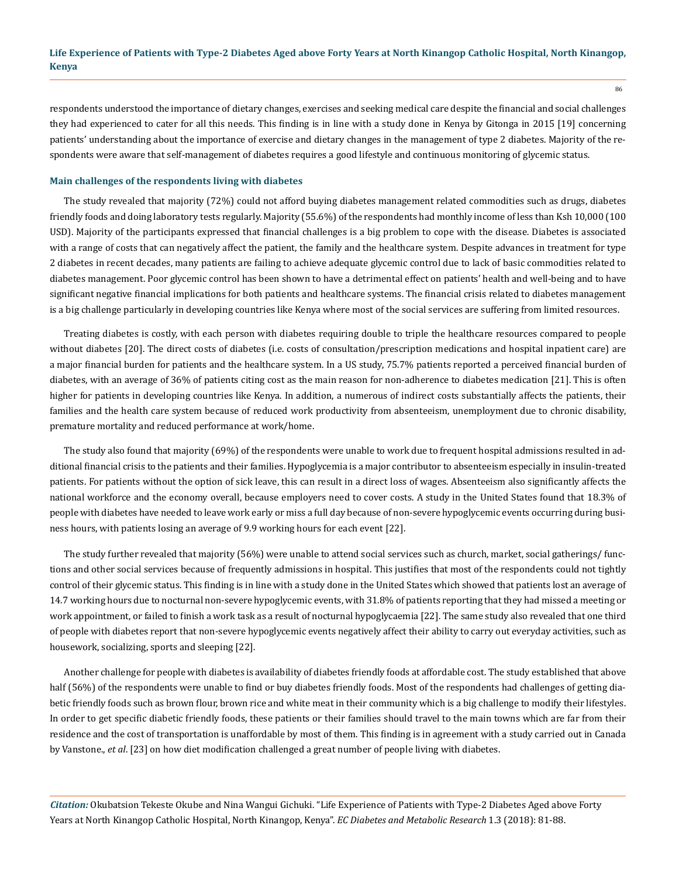respondents understood the importance of dietary changes, exercises and seeking medical care despite the financial and social challenges they had experienced to cater for all this needs. This finding is in line with a study done in Kenya by Gitonga in 2015 [19] concerning patients' understanding about the importance of exercise and dietary changes in the management of type 2 diabetes. Majority of the respondents were aware that self-management of diabetes requires a good lifestyle and continuous monitoring of glycemic status.

### Main challenges of the respondents living with diabetes

The study revealed that majority (72%) could not afford buying diabetes management related commodities such as drugs, diabetes friendly foods and doing laboratory tests regularly. Majority (55.6%) of the respondents had monthly income of less than Ksh 10,000 (100 USD). Majority of the participants expressed that financial challenges is a big problem to cope with the disease. Diabetes is associated with a range of costs that can negatively affect the patient, the family and the healthcare system. Despite advances in treatment for type 2 diabetes in recent decades, many patients are failing to achieve adequate glycemic control due to lack of basic commodities related to diabetes management. Poor glycemic control has been shown to have a detrimental effect on patients' health and well-being and to have significant negative financial implications for both patients and healthcare systems. The financial crisis related to diabetes management is a big challenge particularly in developing countries like Kenya where most of the social services are suffering from limited resources.

Treating diabetes is costly, with each person with diabetes requiring double to triple the healthcare resources compared to people without diabetes [20]. The direct costs of diabetes (i.e. costs of consultation/prescription medications and hospital inpatient care) are a major financial burden for patients and the healthcare system. In a US study, 75.7% patients reported a perceived financial burden of diabetes, with an average of 36% of patients citing cost as the main reason for non-adherence to diabetes medication [21]. This is often higher for patients in developing countries like Kenya. In addition, a numerous of indirect costs substantially affects the patients, their families and the health care system because of reduced work productivity from absenteeism, unemployment due to chronic disability, premature mortality and reduced performance at work/home.

The study also found that majority (69%) of the respondents were unable to work due to frequent hospital admissions resulted in additional financial crisis to the patients and their families. Hypoglycemia is a major contributor to absenteeism especially in insulin-treated patients. For patients without the option of sick leave, this can result in a direct loss of wages. Absenteeism also significantly affects the national workforce and the economy overall, because employers need to cover costs. A study in the United States found that 18.3% of people with diabetes have needed to leave work early or miss a full day because of non-severe hypoglycemic events occurring during business hours, with patients losing an average of 9.9 working hours for each event [22].

The study further revealed that majority (56%) were unable to attend social services such as church, market, social gatherings/ functions and other social services because of frequently admissions in hospital. This justifies that most of the respondents could not tightly control of their glycemic status. This finding is in line with a study done in the United States which showed that patients lost an average of 14.7 working hours due to nocturnal non-severe hypoglycemic events, with 31.8% of patients reporting that they had missed a meeting or work appointment, or failed to finish a work task as a result of nocturnal hypoglycaemia [22]. The same study also revealed that one third of people with diabetes report that non-severe hypoglycemic events negatively affect their ability to carry out everyday activities, such as housework, socializing, sports and sleeping [22].

Another challenge for people with diabetes is availability of diabetes friendly foods at affordable cost. The study established that above half (56%) of the respondents were unable to find or buy diabetes friendly foods. Most of the respondents had challenges of getting diabetic friendly foods such as brown flour, brown rice and white meat in their community which is a big challenge to modify their lifestyles. In order to get specific diabetic friendly foods, these patients or their families should travel to the main towns which are far from their residence and the cost of transportation is unaffordable by most of them. This finding is in agreement with a study carried out in Canada by Vanstone., *et al*. [23] on how diet modification challenged a great number of people living with diabetes.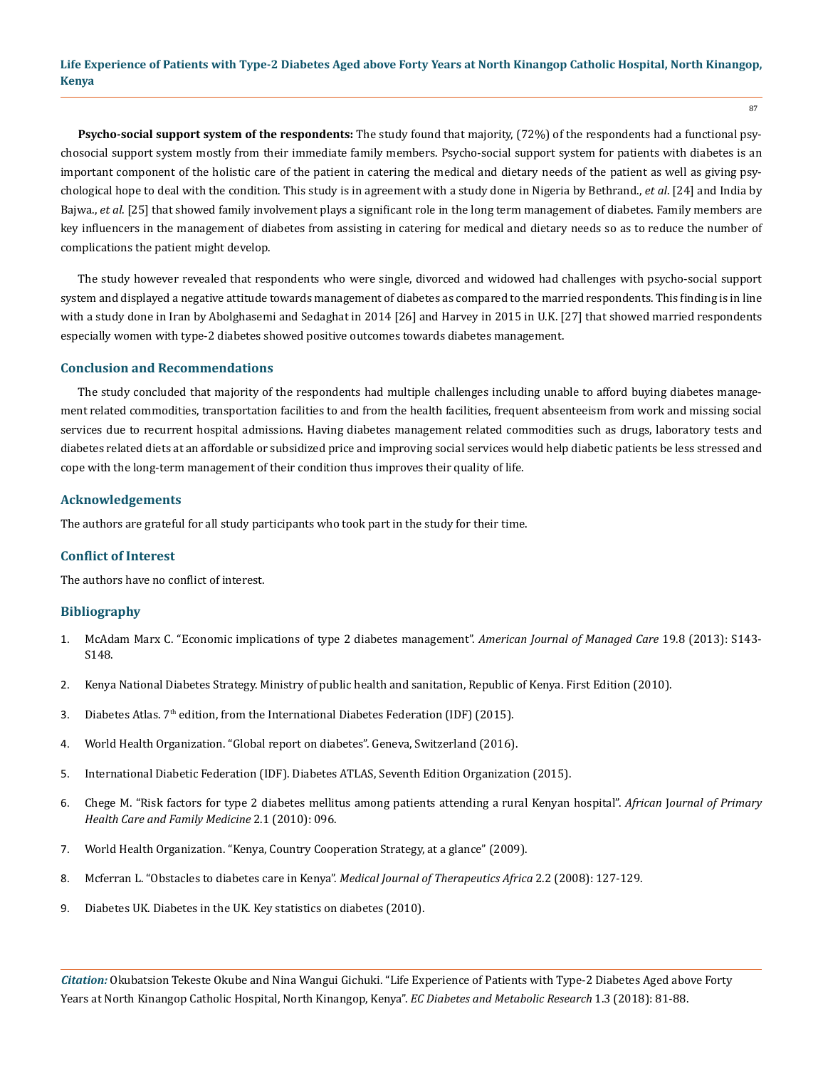**Psycho-social support system of the respondents:** The study found that majority, (72%) of the respondents had a functional psychosocial support system mostly from their immediate family members. Psycho-social support system for patients with diabetes is an important component of the holistic care of the patient in catering the medical and dietary needs of the patient as well as giving psychological hope to deal with the condition. This study is in agreement with a study done in Nigeria by Bethrand., *et al*. [24] and India by Bajwa., *et al*. [25] that showed family involvement plays a significant role in the long term management of diabetes. Family members are key influencers in the management of diabetes from assisting in catering for medical and dietary needs so as to reduce the number of complications the patient might develop.

The study however revealed that respondents who were single, divorced and widowed had challenges with psycho-social support system and displayed a negative attitude towards management of diabetes as compared to the married respondents. This finding is in line with a study done in Iran by Abolghasemi and Sedaghat in 2014 [26] and Harvey in 2015 in U.K. [27] that showed married respondents especially women with type-2 diabetes showed positive outcomes towards diabetes management.

## Conclusion and Recommendations

The study concluded that majority of the respondents had multiple challenges including unable to afford buying diabetes management related commodities, transportation facilities to and from the health facilities, frequent absenteeism from work and missing social services due to recurrent hospital admissions. Having diabetes management related commodities such as drugs, laboratory tests and diabetes related diets at an affordable or subsidized price and improving social services would help diabetic patients be less stressed and cope with the long-term management of their condition thus improves their quality of life.

## Acknowledgements

The authors are grateful for all study participants who took part in the study for their time.

## Conflict of Interest

The authors have no conflict of interest.

## Bibliography

1. McAdam Marx C. "Economic implications of type 2 diabetes management". *American Journal of Managed Care* 19.8 (2013): S143-S148.
2. Kenya National Diabetes Strategy. Ministry of public health and sanitation, Republic of Kenya. First Edition (2010).
3. Diabetes Atlas. 7th edition, from the International Diabetes Federation (IDF) (2015).
4. World Health Organization. "Global report on diabetes". Geneva, Switzerland (2016).
5. International Diabetic Federation (IDF). Diabetes ATLAS, Seventh Edition Organization (2015).
6. Chege M. "Risk factors for type 2 diabetes mellitus among patients attending a rural Kenyan hospital". *African Journal of Primary Health Care and Family Medicine* 2.1 (2010): 096.
7. World Health Organization. "Kenya, Country Cooperation Strategy, at a glance" (2009).
8. Mcferran L. "Obstacles to diabetes care in Kenya". *Medical Journal of Therapeutics Africa* 2.2 (2008): 127-129.
9. Diabetes UK. Diabetes in the UK. Key statistics on diabetes (2010).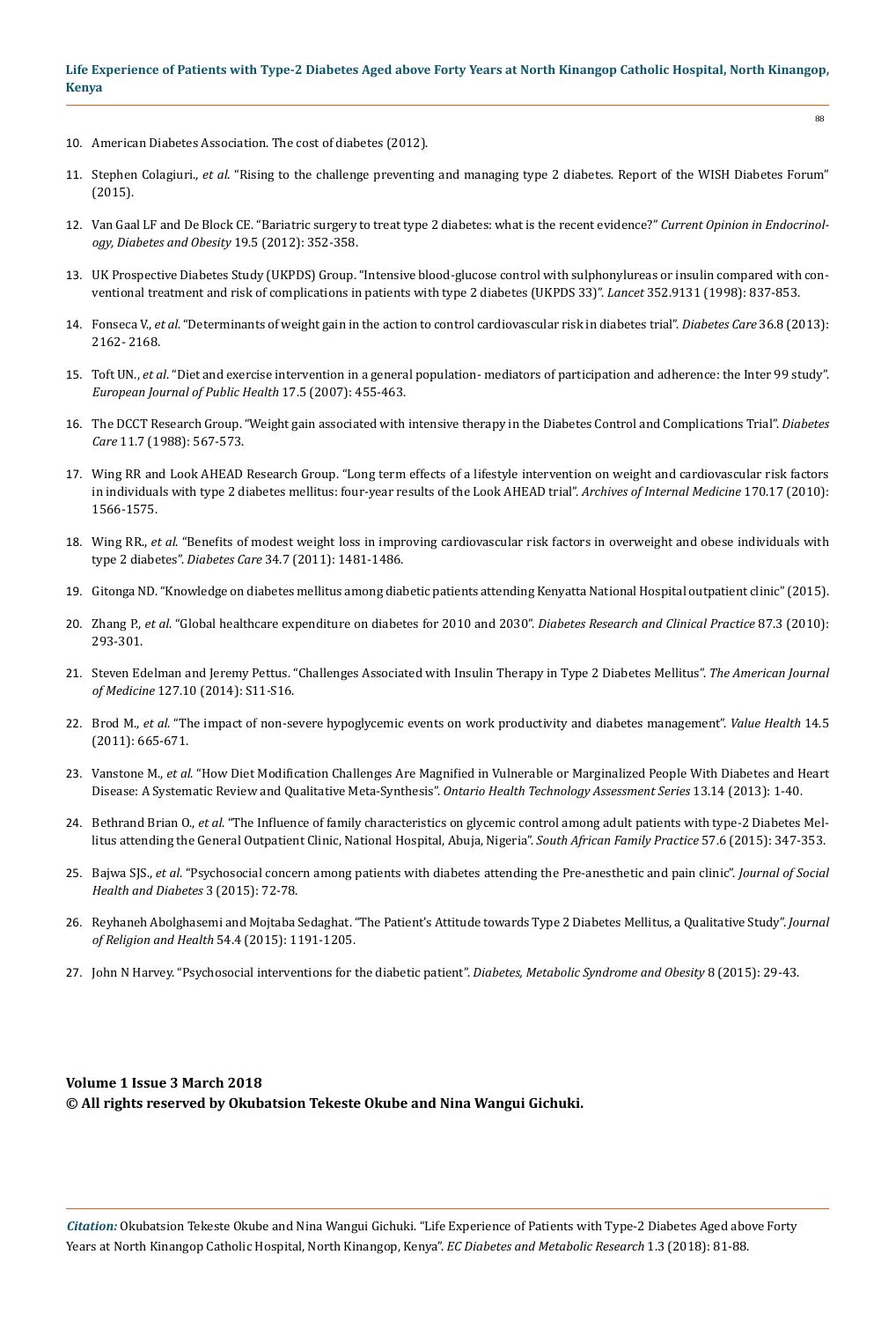10. American Diabetes Association. The cost of diabetes (2012).

11. Stephen Colagiuri., *et al*. "Rising to the challenge preventing and managing type 2 diabetes. Report of the WISH Diabetes Forum" (2015).

12. Van Gaal LF and De Block CE. "Bariatric surgery to treat type 2 diabetes: what is the recent evidence?" *Current Opinion in Endocrinology, Diabetes and Obesity* 19.5 (2012): 352-358.

13. UK Prospective Diabetes Study (UKPDS) Group. "Intensive blood-glucose control with sulphonylureas or insulin compared with conventional treatment and risk of complications in patients with type 2 diabetes (UKPDS 33)". *Lancet* 352.9131 (1998): 837-853.

14. Fonseca V., *et al*. "Determinants of weight gain in the action to control cardiovascular risk in diabetes trial". *Diabetes Care* 36.8 (2013): 2162- 2168.

15. Toft UN., *et al*. "Diet and exercise intervention in a general population- mediators of participation and adherence: the Inter 99 study". *European Journal of Public Health* 17.5 (2007): 455-463.

16. The DCCT Research Group. "Weight gain associated with intensive therapy in the Diabetes Control and Complications Trial". *Diabetes Care* 11.7 (1988): 567-573.

17. Wing RR and Look AHEAD Research Group. "Long term effects of a lifestyle intervention on weight and cardiovascular risk factors in individuals with type 2 diabetes mellitus: four-year results of the Look AHEAD trial". *Archives of Internal Medicine* 170.17 (2010): 1566-1575.

18. Wing RR., *et al*. "Benefits of modest weight loss in improving cardiovascular risk factors in overweight and obese individuals with type 2 diabetes". *Diabetes Care* 34.7 (2011): 1481-1486.

19. Gitonga ND. "Knowledge on diabetes mellitus among diabetic patients attending Kenyatta National Hospital outpatient clinic" (2015).

20. Zhang P., *et al*. "Global healthcare expenditure on diabetes for 2010 and 2030". *Diabetes Research and Clinical Practice* 87.3 (2010): 293-301.

21. Steven Edelman and Jeremy Pettus. "Challenges Associated with Insulin Therapy in Type 2 Diabetes Mellitus". *The American Journal of Medicine* 127.10 (2014): S11-S16.

22. Brod M., *et al*. "The impact of non-severe hypoglycemic events on work productivity and diabetes management". *Value Health* 14.5 (2011): 665-671.

23. Vanstone M., *et al*. "How Diet Modification Challenges Are Magnified in Vulnerable or Marginalized People With Diabetes and Heart Disease: A Systematic Review and Qualitative Meta-Synthesis". *Ontario Health Technology Assessment Series* 13.14 (2013): 1-40.

24. Bethrand Brian O., *et al*. "The Influence of family characteristics on glycemic control among adult patients with type-2 Diabetes Mellitus attending the General Outpatient Clinic, National Hospital, Abuja, Nigeria". *South African Family Practice* 57.6 (2015): 347-353.

25. Bajwa SJS., *et al*. "Psychosocial concern among patients with diabetes attending the Pre-anesthetic and pain clinic". *Journal of Social Health and Diabetes* 3 (2015): 72-78.

26. Reyhaneh Abolghasemi and Mojtaba Sedaghat. "The Patient's Attitude towards Type 2 Diabetes Mellitus, a Qualitative Study". *Journal of Religion and Health* 54.4 (2015): 1191-1205.

27. John N Harvey. "Psychosocial interventions for the diabetic patient". *Diabetes, Metabolic Syndrome and Obesity* 8 (2015): 29-43.

**Volume 1 Issue 3 March 2018**
**© All rights reserved by Okubatsion Tekeste Okube and Nina Wangui Gichuki.**